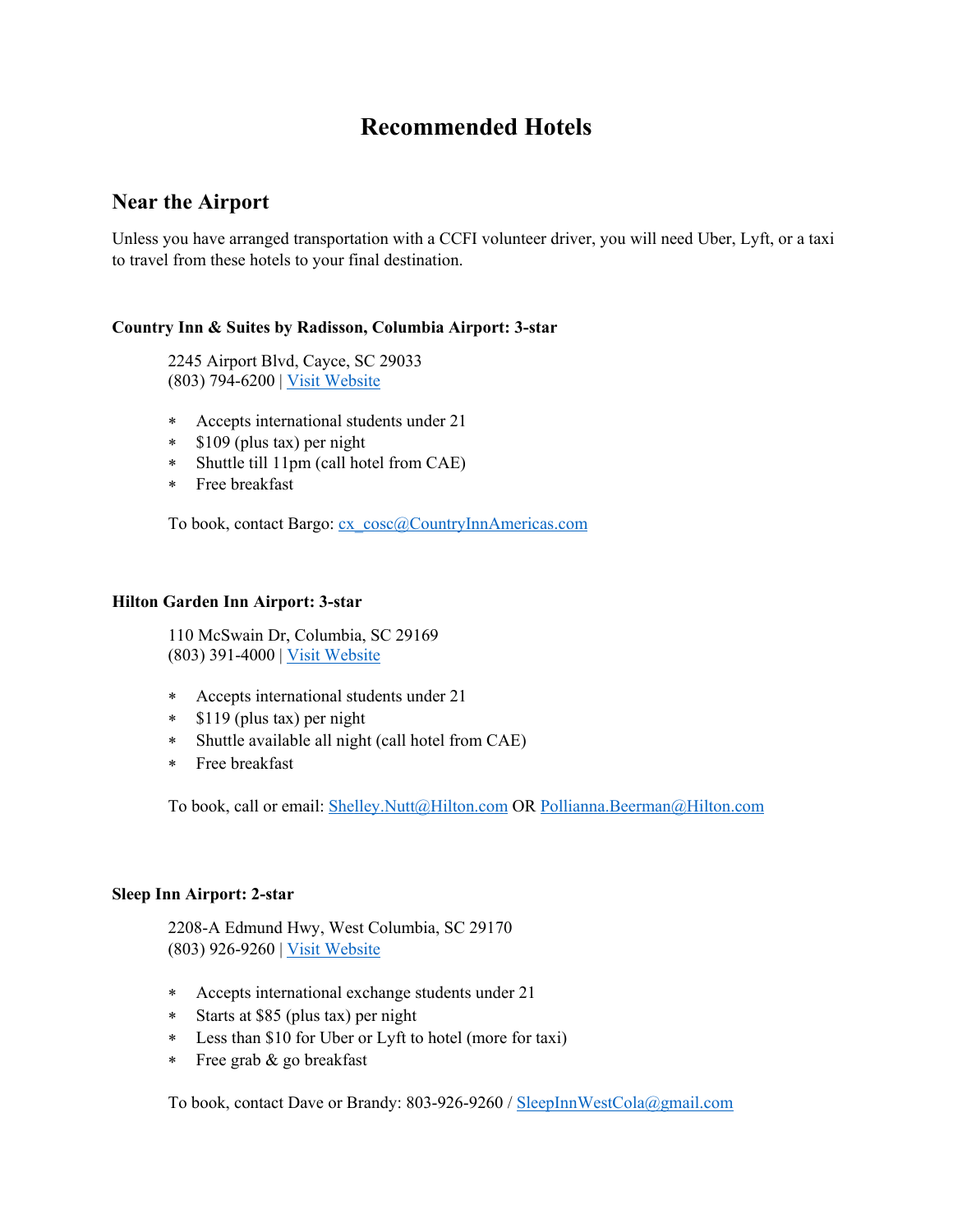# Recommended Hotels

## Near the Airport

Unless you have arranged transportation with a CCFI volunteer driver, you will need Uber, Lyft, or a taxi to travel from these hotels to your final destination.

**Country Inn & Suites by Radisson, Columbia Airport: 3-star**

2245 Airport Blvd, Cayce, SC 29033
(803) 794-6200 | Visit Website

- Accepts international students under 21
- $109 (plus tax) per night
- Shuttle till 11pm (call hotel from CAE)
- Free breakfast

To book, contact Bargo: cx_cosc@CountryInnAmericas.com

**Hilton Garden Inn Airport: 3-star**

110 McSwain Dr, Columbia, SC 29169
(803) 391-4000 | Visit Website

- Accepts international students under 21
- $119 (plus tax) per night
- Shuttle available all night (call hotel from CAE)
- Free breakfast

To book, call or email: Shelley.Nutt@Hilton.com OR Pollianna.Beerman@Hilton.com

**Sleep Inn Airport: 2-star**

2208-A Edmund Hwy, West Columbia, SC 29170
(803) 926-9260 | Visit Website

- Accepts international exchange students under 21
- Starts at $85 (plus tax) per night
- Less than $10 for Uber or Lyft to hotel (more for taxi)
- Free grab & go breakfast

To book, contact Dave or Brandy: 803-926-9260 / SleepInnWestCola@gmail.com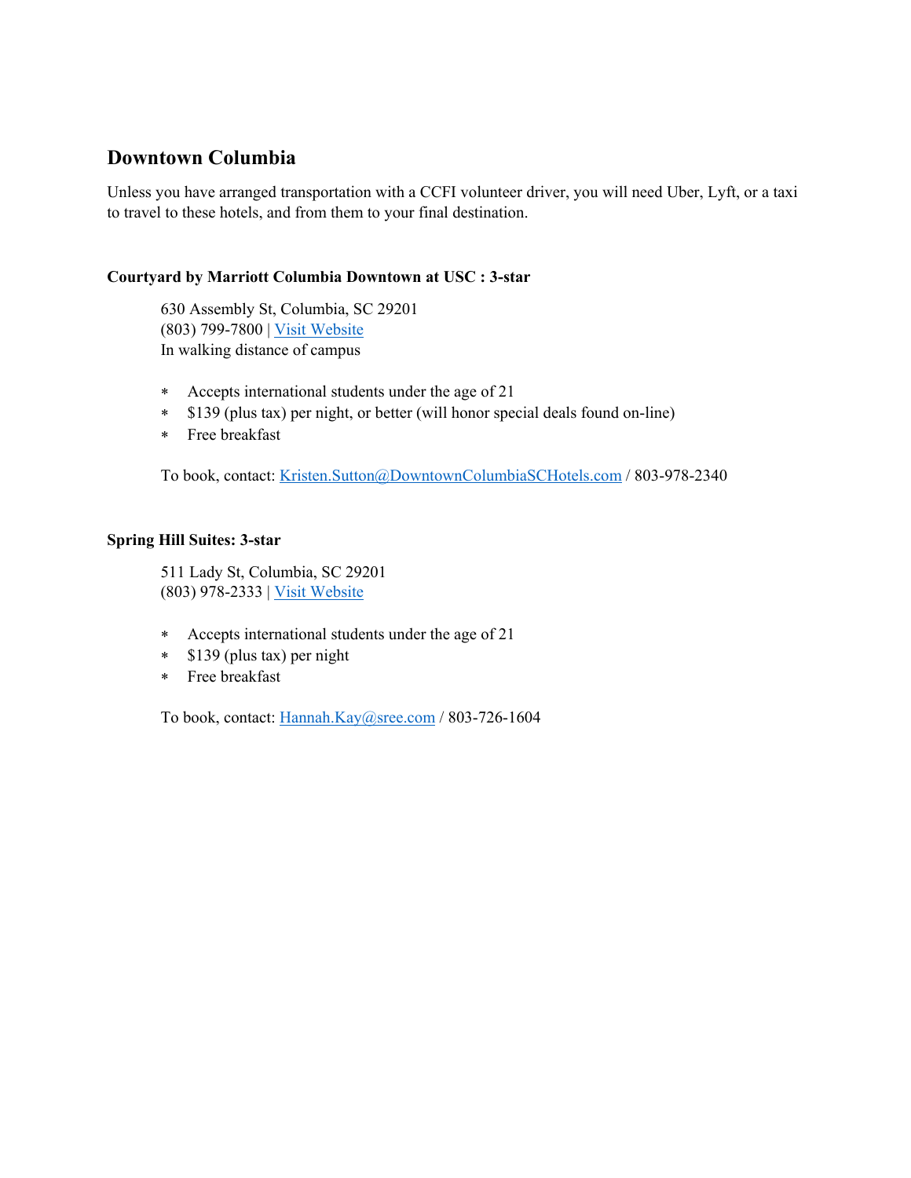## Downtown Columbia

Unless you have arranged transportation with a CCFI volunteer driver, you will need Uber, Lyft, or a taxi to travel to these hotels, and from them to your final destination.

**Courtyard by Marriott Columbia Downtown at USC : 3-star**

630 Assembly St, Columbia, SC 29201
(803) 799-7800 | [Visit Website]()
In walking distance of campus

* Accepts international students under the age of 21
* $139 (plus tax) per night, or better (will honor special deals found on-line)
* Free breakfast

To book, contact: [Kristen.Sutton@DowntownColumbiaSCHotels.com](mailto:Kristen.Sutton@DowntownColumbiaSCHotels.com) / 803-978-2340

**Spring Hill Suites: 3-star**

511 Lady St, Columbia, SC 29201
(803) 978-2333 | [Visit Website]()

* Accepts international students under the age of 21
* $139 (plus tax) per night
* Free breakfast

To book, contact: [Hannah.Kay@sree.com](mailto:Hannah.Kay@sree.com) / 803-726-1604